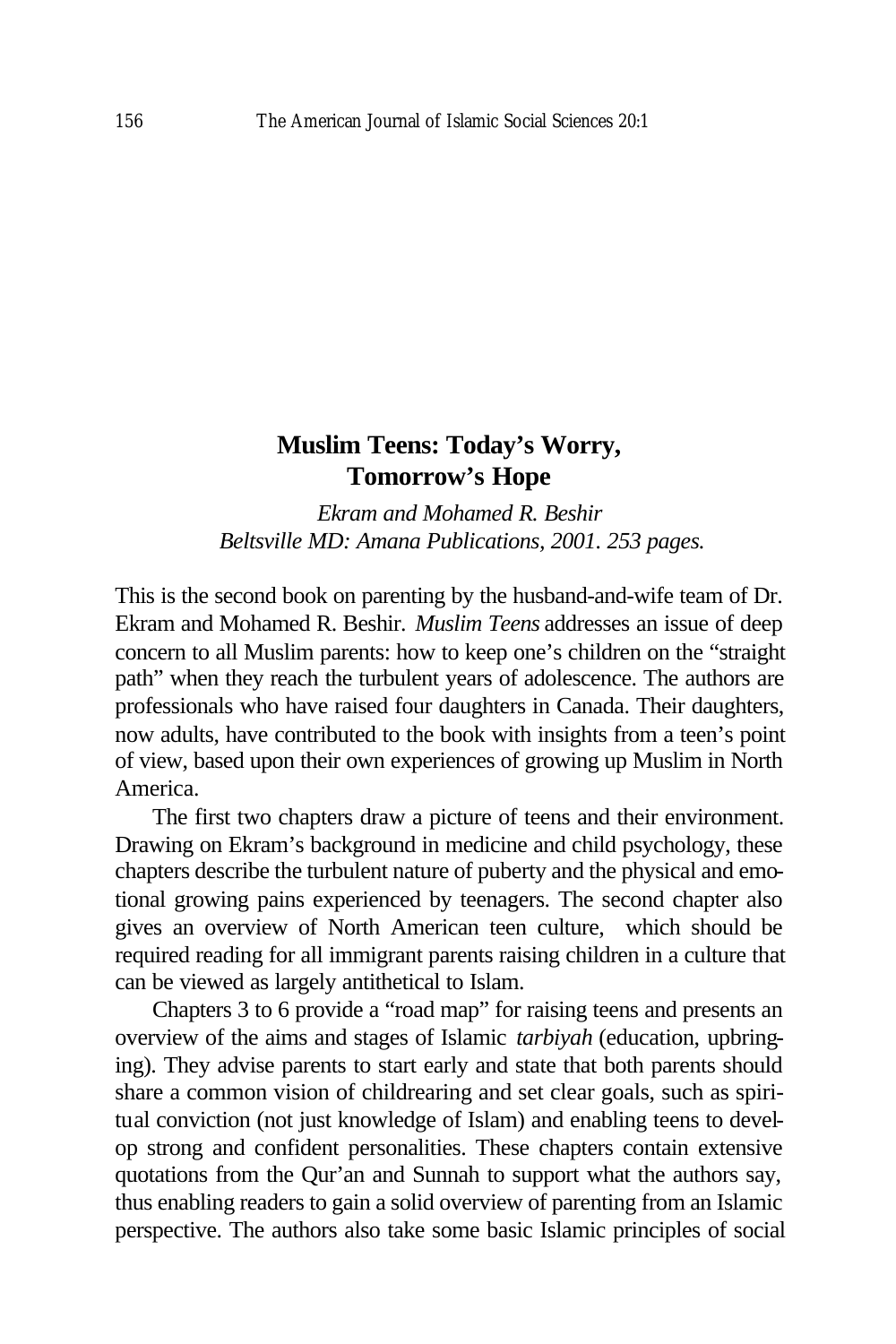## Muslim Teens: Today's Worry, Tomorrow's Hope

*Ekram and Mohamed R. Beshir*
*Beltsville MD: Amana Publications, 2001. 253 pages.*

This is the second book on parenting by the husband-and-wife team of Dr. Ekram and Mohamed R. Beshir. *Muslim Teens* addresses an issue of deep concern to all Muslim parents: how to keep one's children on the "straight path" when they reach the turbulent years of adolescence. The authors are professionals who have raised four daughters in Canada. Their daughters, now adults, have contributed to the book with insights from a teen's point of view, based upon their own experiences of growing up Muslim in North America.

The first two chapters draw a picture of teens and their environment. Drawing on Ekram's background in medicine and child psychology, these chapters describe the turbulent nature of puberty and the physical and emotional growing pains experienced by teenagers. The second chapter also gives an overview of North American teen culture, which should be required reading for all immigrant parents raising children in a culture that can be viewed as largely antithetical to Islam.

Chapters 3 to 6 provide a "road map" for raising teens and presents an overview of the aims and stages of Islamic *tarbiyah* (education, upbringing). They advise parents to start early and state that both parents should share a common vision of childrearing and set clear goals, such as spiritual conviction (not just knowledge of Islam) and enabling teens to develop strong and confident personalities. These chapters contain extensive quotations from the Qur'an and Sunnah to support what the authors say, thus enabling readers to gain a solid overview of parenting from an Islamic perspective. The authors also take some basic Islamic principles of social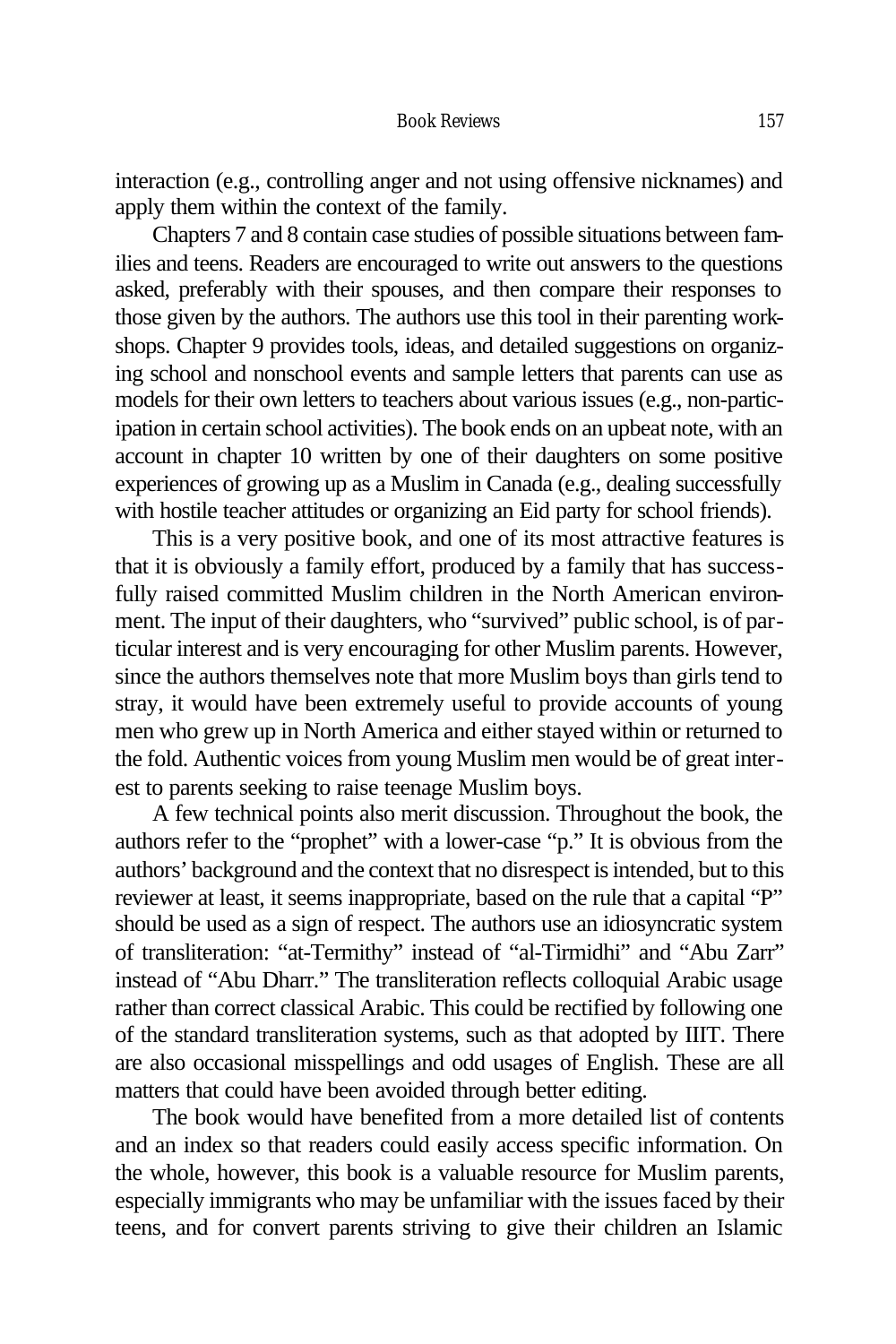interaction (e.g., controlling anger and not using offensive nicknames) and apply them within the context of the family.

Chapters 7 and 8 contain case studies of possible situations between families and teens. Readers are encouraged to write out answers to the questions asked, preferably with their spouses, and then compare their responses to those given by the authors. The authors use this tool in their parenting workshops. Chapter 9 provides tools, ideas, and detailed suggestions on organizing school and nonschool events and sample letters that parents can use as models for their own letters to teachers about various issues (e.g., non-participation in certain school activities). The book ends on an upbeat note, with an account in chapter 10 written by one of their daughters on some positive experiences of growing up as a Muslim in Canada (e.g., dealing successfully with hostile teacher attitudes or organizing an Eid party for school friends).

This is a very positive book, and one of its most attractive features is that it is obviously a family effort, produced by a family that has successfully raised committed Muslim children in the North American environment. The input of their daughters, who "survived" public school, is of particular interest and is very encouraging for other Muslim parents. However, since the authors themselves note that more Muslim boys than girls tend to stray, it would have been extremely useful to provide accounts of young men who grew up in North America and either stayed within or returned to the fold. Authentic voices from young Muslim men would be of great interest to parents seeking to raise teenage Muslim boys.

A few technical points also merit discussion. Throughout the book, the authors refer to the "prophet" with a lower-case "p." It is obvious from the authors' background and the context that no disrespect is intended, but to this reviewer at least, it seems inappropriate, based on the rule that a capital "P" should be used as a sign of respect. The authors use an idiosyncratic system of transliteration: "at-Termithy" instead of "al-Tirmidhi" and "Abu Zarr" instead of "Abu Dharr." The transliteration reflects colloquial Arabic usage rather than correct classical Arabic. This could be rectified by following one of the standard transliteration systems, such as that adopted by IIIT. There are also occasional misspellings and odd usages of English. These are all matters that could have been avoided through better editing.

The book would have benefited from a more detailed list of contents and an index so that readers could easily access specific information. On the whole, however, this book is a valuable resource for Muslim parents, especially immigrants who may be unfamiliar with the issues faced by their teens, and for convert parents striving to give their children an Islamic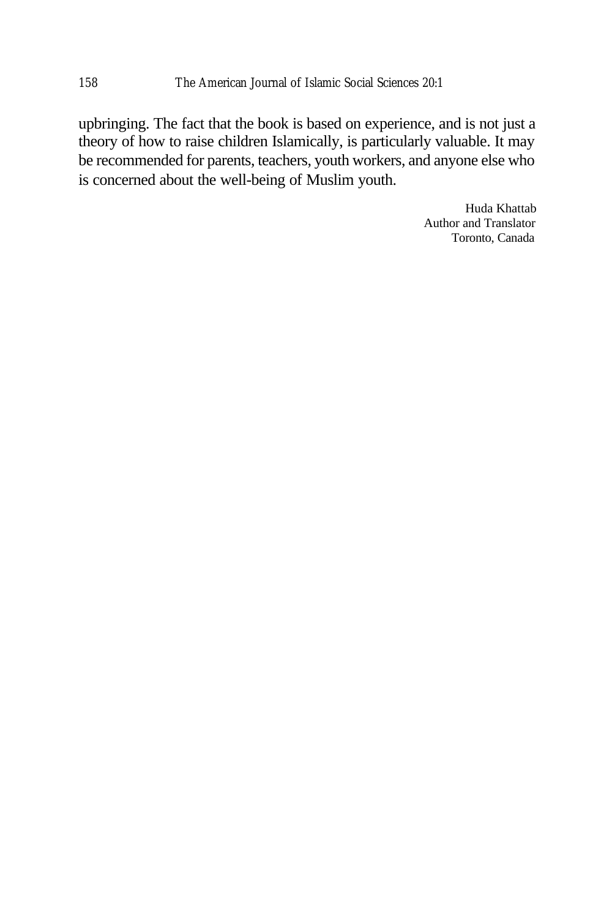upbringing. The fact that the book is based on experience, and is not just a theory of how to raise children Islamically, is particularly valuable. It may be recommended for parents, teachers, youth workers, and anyone else who is concerned about the well-being of Muslim youth.

Huda Khattab
Author and Translator
Toronto, Canada